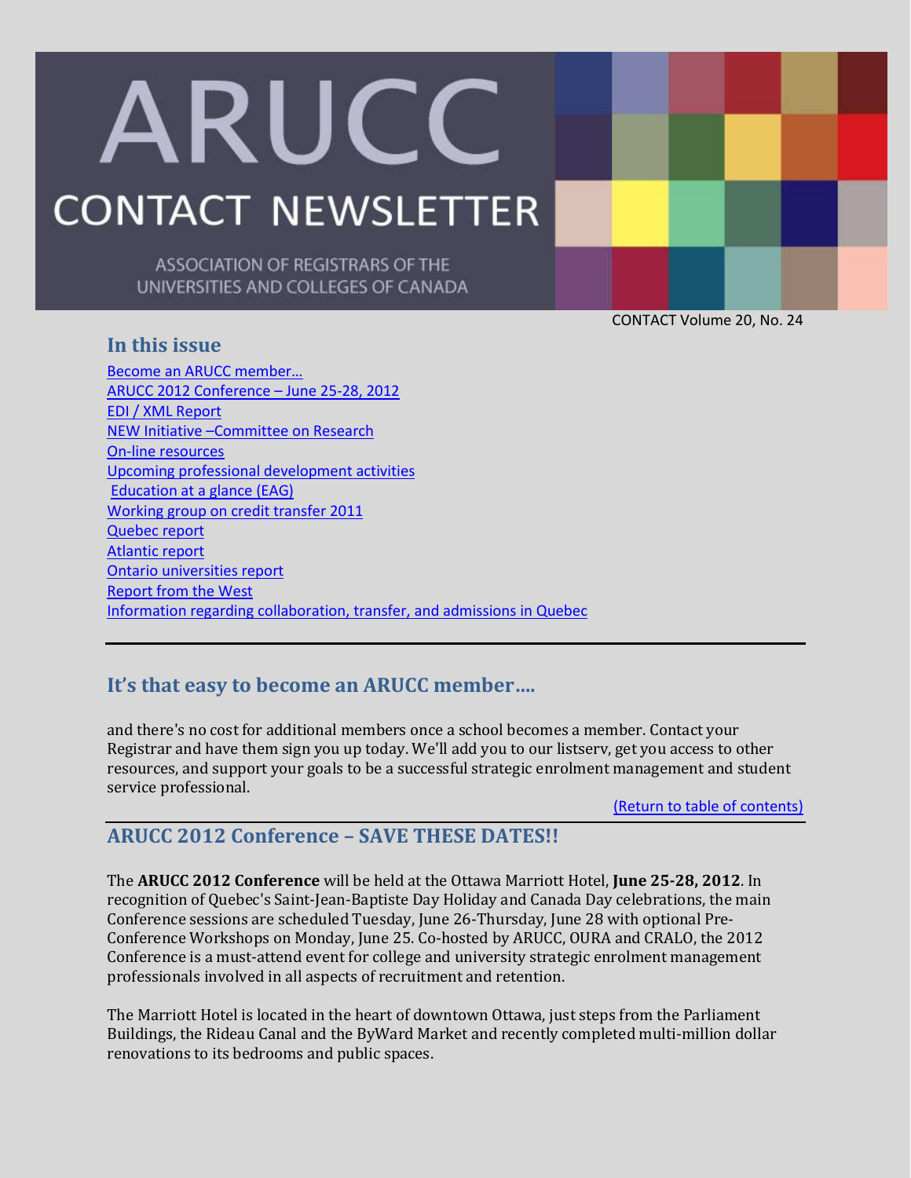# ARUCC

# CONTACT NEWSLETTER

ASSOCIATION OF REGISTRARS OF THE UNIVERSITIES AND COLLEGES OF CANADA

CONTACT Volume 20, No. 24

## In this issue

- Become an ARUCC member…
- ARUCC 2012 Conference – June 25-28, 2012
- EDI / XML Report
- NEW Initiative –Committee on Research
- On-line resources
- Upcoming professional development activities
- Education at a glance (EAG)
- Working group on credit transfer 2011
- Quebec report
- Atlantic report
- Ontario universities report
- Report from the West
- Information regarding collaboration, transfer, and admissions in Quebec

---

## It's that easy to become an ARUCC member….

and there's no cost for additional members once a school becomes a member. Contact your Registrar and have them sign you up today. We'll add you to our listserv, get you access to other resources, and support your goals to be a successful strategic enrolment management and student service professional.

(Return to table of contents)

## ARUCC 2012 Conference – SAVE THESE DATES!!

The **ARUCC 2012 Conference** will be held at the Ottawa Marriott Hotel, **June 25-28, 2012**. In recognition of Quebec's Saint-Jean-Baptiste Day Holiday and Canada Day celebrations, the main Conference sessions are scheduled Tuesday, June 26-Thursday, June 28 with optional Pre-Conference Workshops on Monday, June 25. Co-hosted by ARUCC, OURA and CRALO, the 2012 Conference is a must-attend event for college and university strategic enrolment management professionals involved in all aspects of recruitment and retention.

The Marriott Hotel is located in the heart of downtown Ottawa, just steps from the Parliament Buildings, the Rideau Canal and the ByWard Market and recently completed multi-million dollar renovations to its bedrooms and public spaces.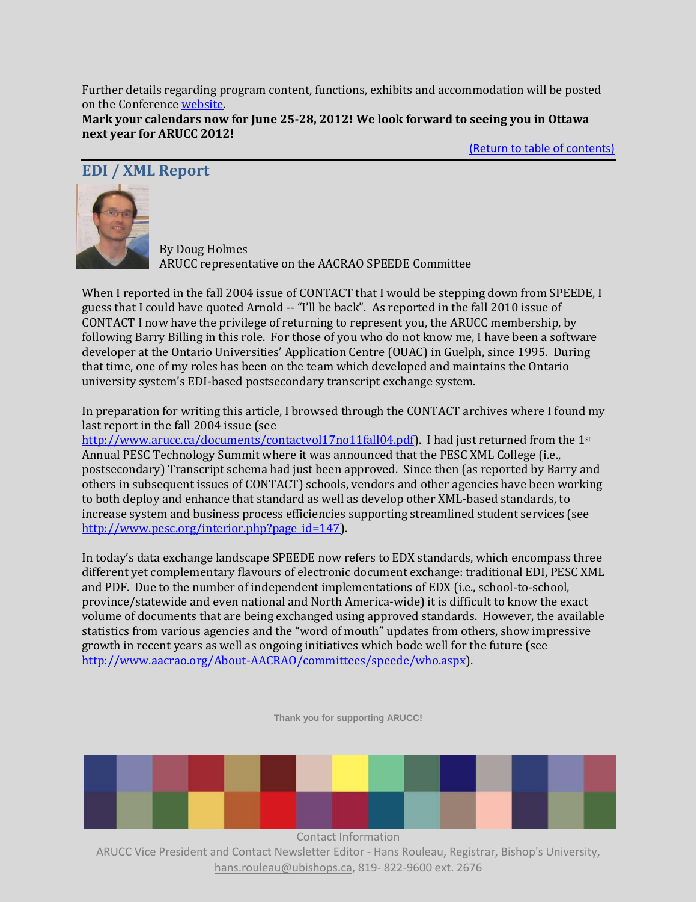Further details regarding program content, functions, exhibits and accommodation will be posted on the Conference website.

**Mark your calendars now for June 25-28, 2012! We look forward to seeing you in Ottawa next year for ARUCC 2012!**

(Return to table of contents)

## EDI / XML Report

By Doug Holmes
ARUCC representative on the AACRAO SPEEDE Committee

When I reported in the fall 2004 issue of CONTACT that I would be stepping down from SPEEDE, I guess that I could have quoted Arnold -- "I'll be back". As reported in the fall 2010 issue of CONTACT I now have the privilege of returning to represent you, the ARUCC membership, by following Barry Billing in this role. For those of you who do not know me, I have been a software developer at the Ontario Universities' Application Centre (OUAC) in Guelph, since 1995. During that time, one of my roles has been on the team which developed and maintains the Ontario university system's EDI-based postsecondary transcript exchange system.

In preparation for writing this article, I browsed through the CONTACT archives where I found my last report in the fall 2004 issue (see http://www.arucc.ca/documents/contactvol17no11fall04.pdf). I had just returned from the 1st Annual PESC Technology Summit where it was announced that the PESC XML College (i.e., postsecondary) Transcript schema had just been approved. Since then (as reported by Barry and others in subsequent issues of CONTACT) schools, vendors and other agencies have been working to both deploy and enhance that standard as well as develop other XML-based standards, to increase system and business process efficiencies supporting streamlined student services (see http://www.pesc.org/interior.php?page_id=147).

In today's data exchange landscape SPEEDE now refers to EDX standards, which encompass three different yet complementary flavours of electronic document exchange: traditional EDI, PESC XML and PDF. Due to the number of independent implementations of EDX (i.e., school-to-school, province/statewide and even national and North America-wide) it is difficult to know the exact volume of documents that are being exchanged using approved standards. However, the available statistics from various agencies and the "word of mouth" updates from others, show impressive growth in recent years as well as ongoing initiatives which bode well for the future (see http://www.aacrao.org/About-AACRAO/committees/speede/who.aspx).

Thank you for supporting ARUCC!

Contact Information
ARUCC Vice President and Contact Newsletter Editor - Hans Rouleau, Registrar, Bishop's University, hans.rouleau@ubishops.ca, 819- 822-9600 ext. 2676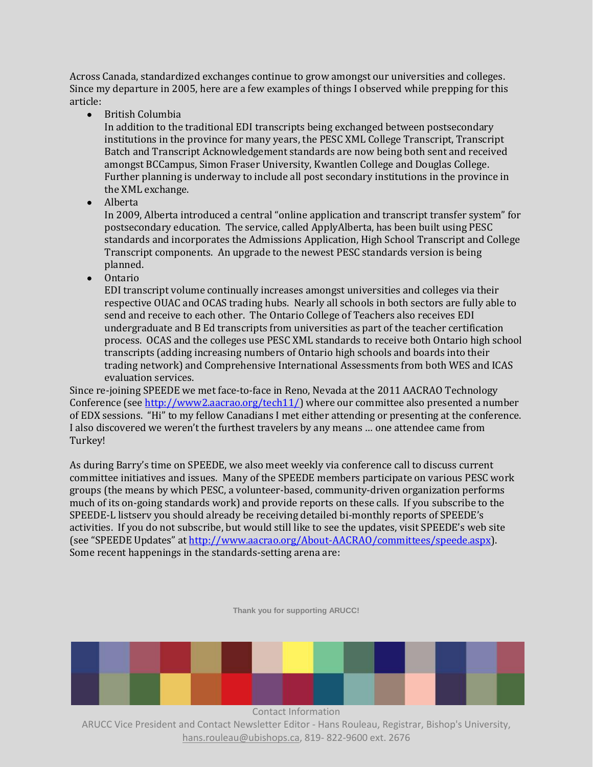Across Canada, standardized exchanges continue to grow amongst our universities and colleges. Since my departure in 2005, here are a few examples of things I observed while prepping for this article:

- British Columbia
  In addition to the traditional EDI transcripts being exchanged between postsecondary institutions in the province for many years, the PESC XML College Transcript, Transcript Batch and Transcript Acknowledgement standards are now being both sent and received amongst BCCampus, Simon Fraser University, Kwantlen College and Douglas College. Further planning is underway to include all post secondary institutions in the province in the XML exchange.
- Alberta
  In 2009, Alberta introduced a central "online application and transcript transfer system" for postsecondary education. The service, called ApplyAlberta, has been built using PESC standards and incorporates the Admissions Application, High School Transcript and College Transcript components. An upgrade to the newest PESC standards version is being planned.
- Ontario
  EDI transcript volume continually increases amongst universities and colleges via their respective OUAC and OCAS trading hubs. Nearly all schools in both sectors are fully able to send and receive to each other. The Ontario College of Teachers also receives EDI undergraduate and B Ed transcripts from universities as part of the teacher certification process. OCAS and the colleges use PESC XML standards to receive both Ontario high school transcripts (adding increasing numbers of Ontario high schools and boards into their trading network) and Comprehensive International Assessments from both WES and ICAS evaluation services.

Since re-joining SPEEDE we met face-to-face in Reno, Nevada at the 2011 AACRAO Technology Conference (see http://www2.aacrao.org/tech11/) where our committee also presented a number of EDX sessions. "Hi" to my fellow Canadians I met either attending or presenting at the conference. I also discovered we weren't the furthest travelers by any means … one attendee came from Turkey!

As during Barry's time on SPEEDE, we also meet weekly via conference call to discuss current committee initiatives and issues. Many of the SPEEDE members participate on various PESC work groups (the means by which PESC, a volunteer-based, community-driven organization performs much of its on-going standards work) and provide reports on these calls. If you subscribe to the SPEEDE-L listserv you should already be receiving detailed bi-monthly reports of SPEEDE's activities. If you do not subscribe, but would still like to see the updates, visit SPEEDE's web site (see "SPEEDE Updates" at http://www.aacrao.org/About-AACRAO/committees/speede.aspx). Some recent happenings in the standards-setting arena are: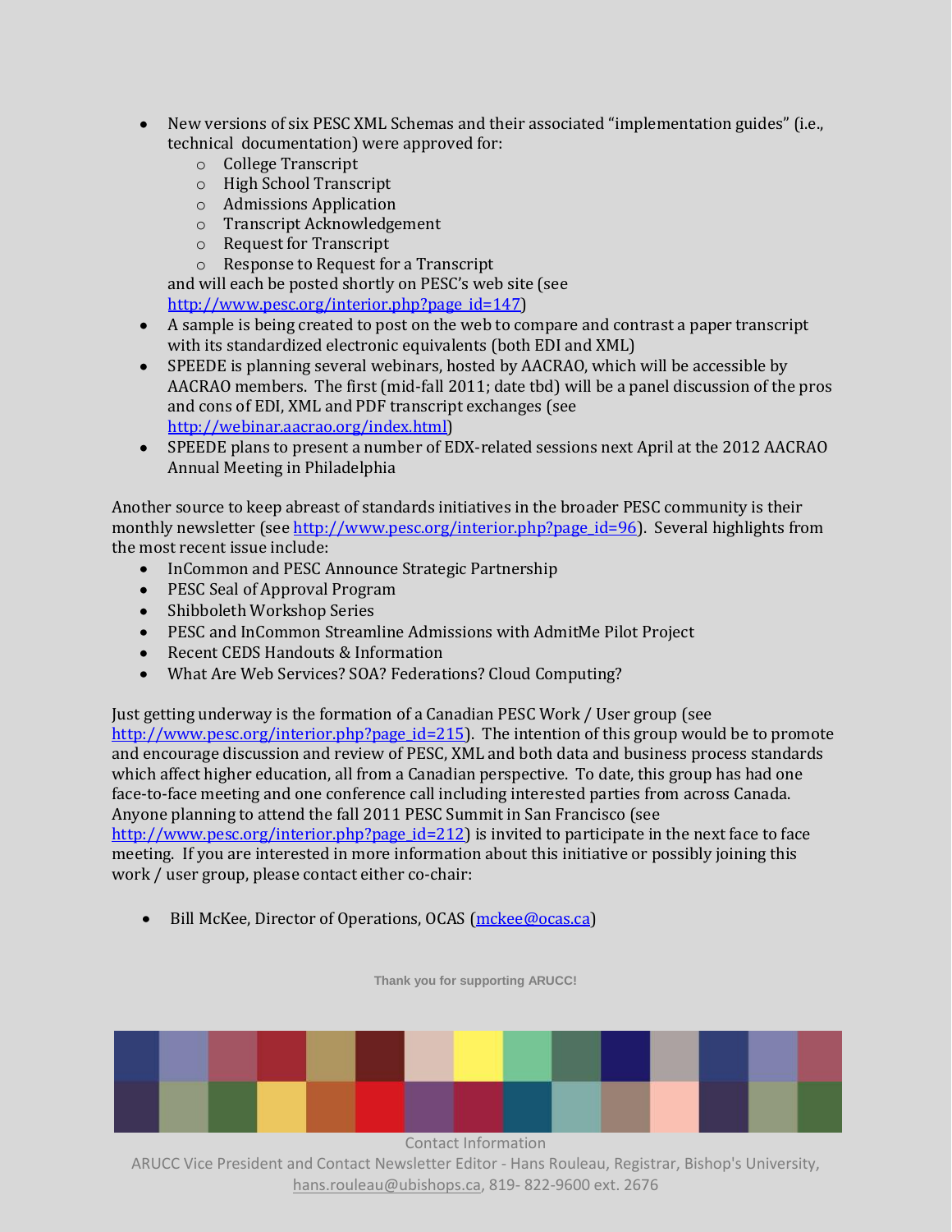- New versions of six PESC XML Schemas and their associated "implementation guides" (i.e., technical documentation) were approved for:
  - College Transcript
  - High School Transcript
  - Admissions Application
  - Transcript Acknowledgement
  - Request for Transcript
  - Response to Request for a Transcript

  and will each be posted shortly on PESC's web site (see http://www.pesc.org/interior.php?page_id=147)
- A sample is being created to post on the web to compare and contrast a paper transcript with its standardized electronic equivalents (both EDI and XML)
- SPEEDE is planning several webinars, hosted by AACRAO, which will be accessible by AACRAO members. The first (mid-fall 2011; date tbd) will be a panel discussion of the pros and cons of EDI, XML and PDF transcript exchanges (see http://webinar.aacrao.org/index.html)
- SPEEDE plans to present a number of EDX-related sessions next April at the 2012 AACRAO Annual Meeting in Philadelphia

Another source to keep abreast of standards initiatives in the broader PESC community is their monthly newsletter (see http://www.pesc.org/interior.php?page_id=96). Several highlights from the most recent issue include:

- InCommon and PESC Announce Strategic Partnership
- PESC Seal of Approval Program
- Shibboleth Workshop Series
- PESC and InCommon Streamline Admissions with AdmitMe Pilot Project
- Recent CEDS Handouts & Information
- What Are Web Services? SOA? Federations? Cloud Computing?

Just getting underway is the formation of a Canadian PESC Work / User group (see http://www.pesc.org/interior.php?page_id=215). The intention of this group would be to promote and encourage discussion and review of PESC, XML and both data and business process standards which affect higher education, all from a Canadian perspective. To date, this group has had one face-to-face meeting and one conference call including interested parties from across Canada. Anyone planning to attend the fall 2011 PESC Summit in San Francisco (see http://www.pesc.org/interior.php?page_id=212) is invited to participate in the next face to face meeting. If you are interested in more information about this initiative or possibly joining this work / user group, please contact either co-chair:

- Bill McKee, Director of Operations, OCAS (mckee@ocas.ca)

**Thank you for supporting ARUCC!**

Contact Information

ARUCC Vice President and Contact Newsletter Editor - Hans Rouleau, Registrar, Bishop's University, hans.rouleau@ubishops.ca, 819- 822-9600 ext. 2676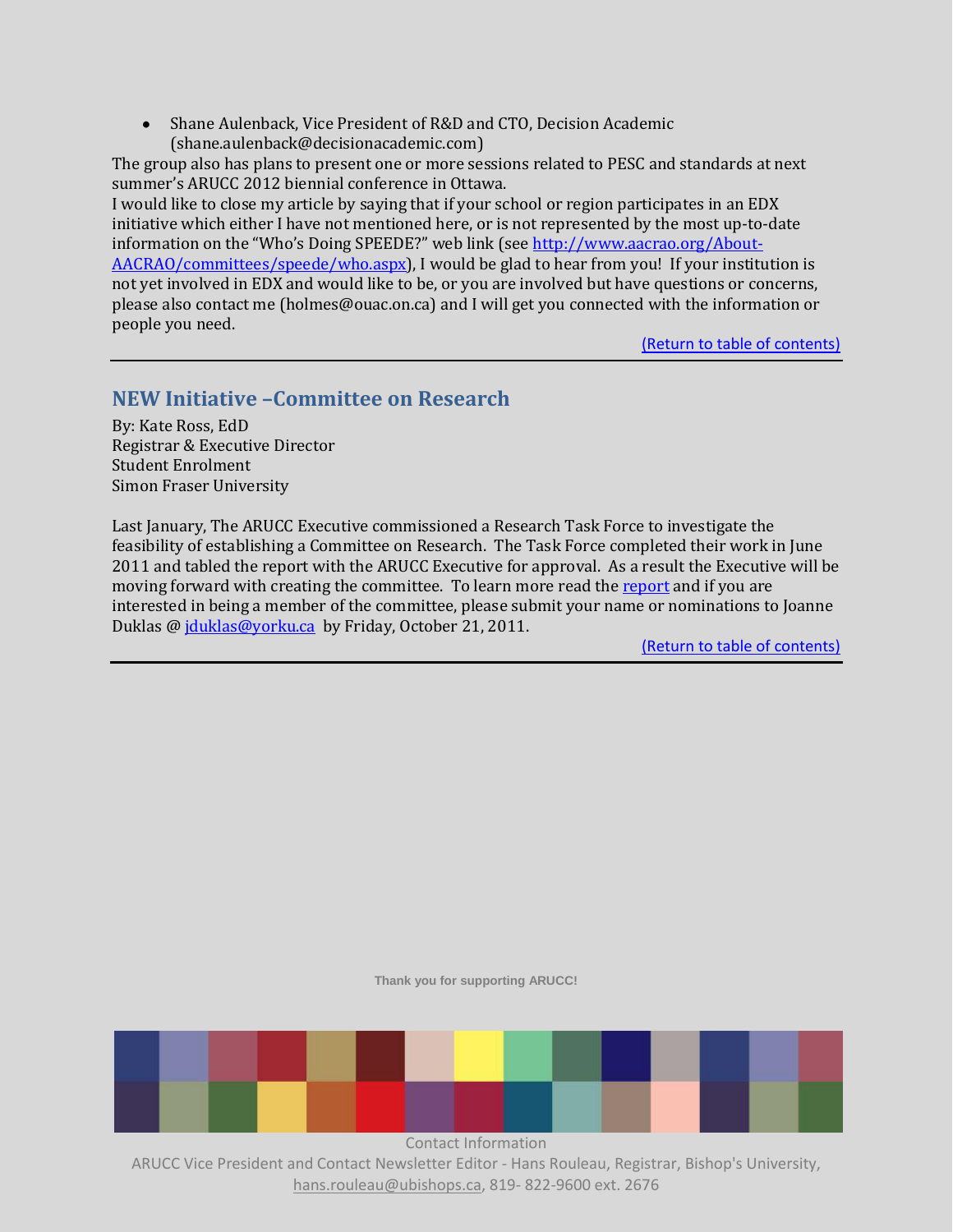- Shane Aulenback, Vice President of R&D and CTO, Decision Academic (shane.aulenback@decisionacademic.com)

The group also has plans to present one or more sessions related to PESC and standards at next summer's ARUCC 2012 biennial conference in Ottawa.

I would like to close my article by saying that if your school or region participates in an EDX initiative which either I have not mentioned here, or is not represented by the most up-to-date information on the "Who's Doing SPEEDE?" web link (see [http://www.aacrao.org/About-AACRAO/committees/speede/who.aspx](http://www.aacrao.org/About-AACRAO/committees/speede/who.aspx)), I would be glad to hear from you! If your institution is not yet involved in EDX and would like to be, or you are involved but have questions or concerns, please also contact me (holmes@ouac.on.ca) and I will get you connected with the information or people you need.

(Return to table of contents)

---

## NEW Initiative –Committee on Research

By: Kate Ross, EdD
Registrar & Executive Director
Student Enrolment
Simon Fraser University

Last January, The ARUCC Executive commissioned a Research Task Force to investigate the feasibility of establishing a Committee on Research. The Task Force completed their work in June 2011 and tabled the report with the ARUCC Executive for approval. As a result the Executive will be moving forward with creating the committee. To learn more read the report and if you are interested in being a member of the committee, please submit your name or nominations to Joanne Duklas @ jduklas@yorku.ca by Friday, October 21, 2011.

(Return to table of contents)

---

Thank you for supporting ARUCC!

Contact Information
ARUCC Vice President and Contact Newsletter Editor - Hans Rouleau, Registrar, Bishop's University, hans.rouleau@ubishops.ca, 819- 822-9600 ext. 2676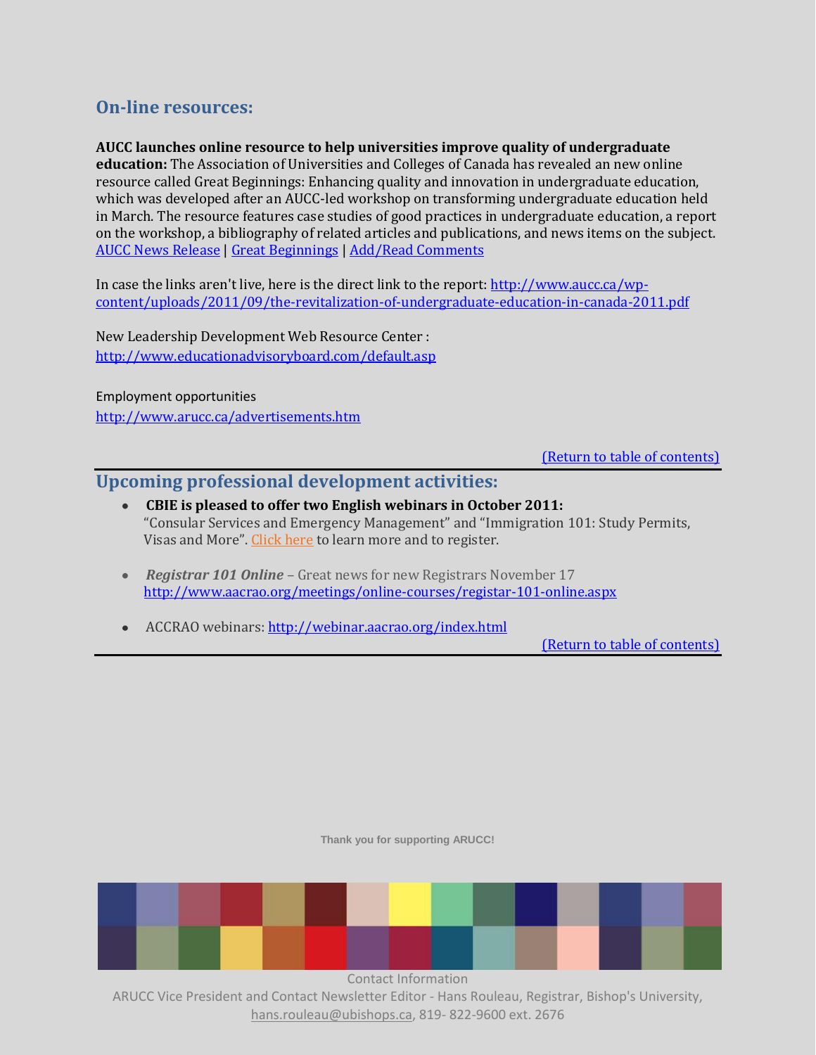## On-line resources:

**AUCC launches online resource to help universities improve quality of undergraduate education:** The Association of Universities and Colleges of Canada has revealed an new online resource called Great Beginnings: Enhancing quality and innovation in undergraduate education, which was developed after an AUCC-led workshop on transforming undergraduate education held in March. The resource features case studies of good practices in undergraduate education, a report on the workshop, a bibliography of related articles and publications, and news items on the subject. AUCC News Release | Great Beginnings | Add/Read Comments

In case the links aren't live, here is the direct link to the report: http://www.aucc.ca/wp-content/uploads/2011/09/the-revitalization-of-undergraduate-education-in-canada-2011.pdf

New Leadership Development Web Resource Center :
http://www.educationadvisoryboard.com/default.asp

Employment opportunities
http://www.arucc.ca/advertisements.htm

(Return to table of contents)

## Upcoming professional development activities:

- **CBIE is pleased to offer two English webinars in October 2011:** "Consular Services and Emergency Management" and "Immigration 101: Study Permits, Visas and More". Click here to learn more and to register.

- ***Registrar 101 Online*** – Great news for new Registrars November 17
  http://www.aacrao.org/meetings/online-courses/registar-101-online.aspx

- ACCRAO webinars: http://webinar.aacrao.org/index.html

(Return to table of contents)

**Thank you for supporting ARUCC!**

Contact Information
ARUCC Vice President and Contact Newsletter Editor - Hans Rouleau, Registrar, Bishop's University, hans.rouleau@ubishops.ca, 819- 822-9600 ext. 2676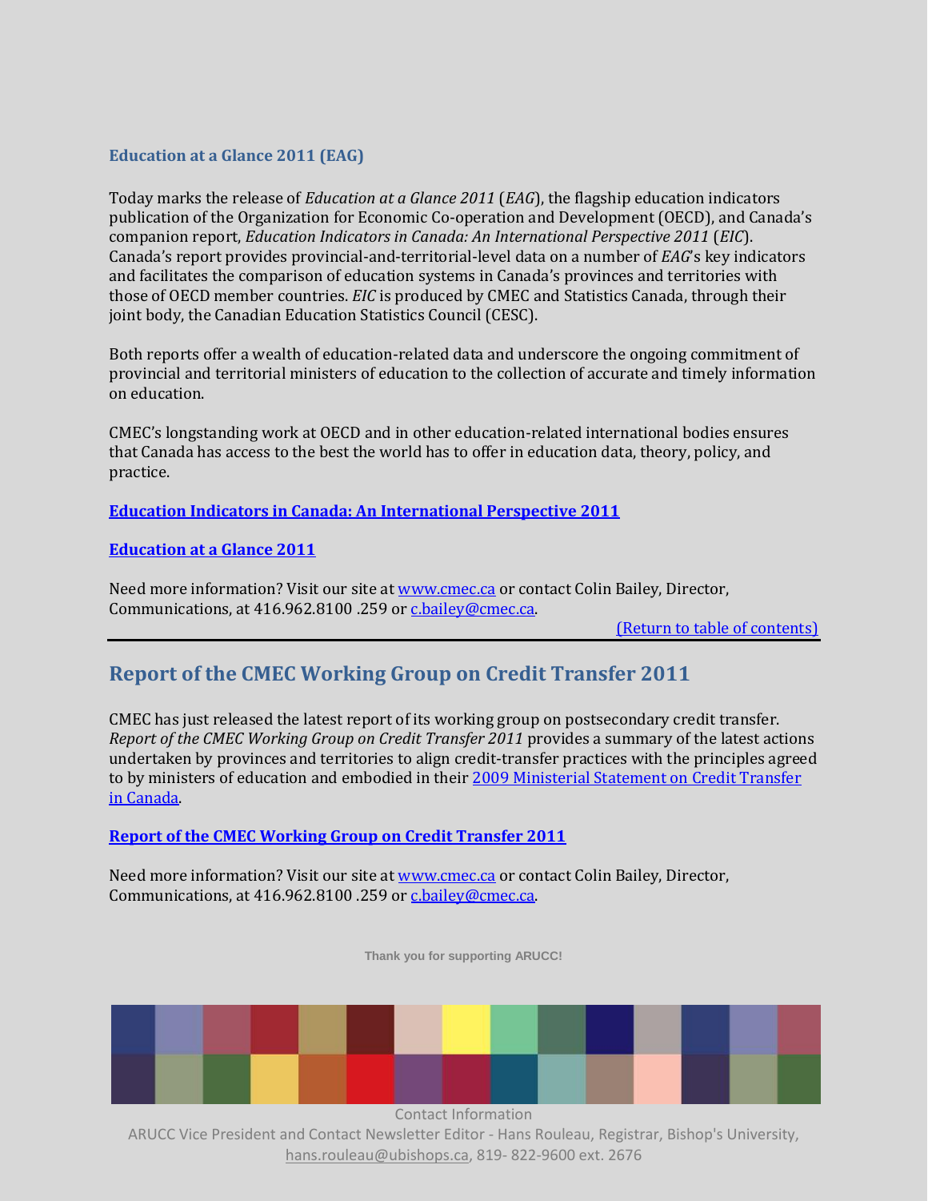### Education at a Glance 2011 (EAG)

Today marks the release of *Education at a Glance 2011* (*EAG*), the flagship education indicators publication of the Organization for Economic Co-operation and Development (OECD), and Canada's companion report, *Education Indicators in Canada: An International Perspective 2011* (*EIC*). Canada's report provides provincial-and-territorial-level data on a number of *EAG*'s key indicators and facilitates the comparison of education systems in Canada's provinces and territories with those of OECD member countries. *EIC* is produced by CMEC and Statistics Canada, through their joint body, the Canadian Education Statistics Council (CESC).

Both reports offer a wealth of education-related data and underscore the ongoing commitment of provincial and territorial ministers of education to the collection of accurate and timely information on education.

CMEC's longstanding work at OECD and in other education-related international bodies ensures that Canada has access to the best the world has to offer in education data, theory, policy, and practice.

**Education Indicators in Canada: An International Perspective 2011**

**Education at a Glance 2011**

Need more information? Visit our site at www.cmec.ca or contact Colin Bailey, Director, Communications, at 416.962.8100 .259 or c.bailey@cmec.ca.

(Return to table of contents)

---

## Report of the CMEC Working Group on Credit Transfer 2011

CMEC has just released the latest report of its working group on postsecondary credit transfer. *Report of the CMEC Working Group on Credit Transfer 2011* provides a summary of the latest actions undertaken by provinces and territories to align credit-transfer practices with the principles agreed to by ministers of education and embodied in their 2009 Ministerial Statement on Credit Transfer in Canada.

**Report of the CMEC Working Group on Credit Transfer 2011**

Need more information? Visit our site at www.cmec.ca or contact Colin Bailey, Director, Communications, at 416.962.8100 .259 or c.bailey@cmec.ca.

**Thank you for supporting ARUCC!**

Contact Information
ARUCC Vice President and Contact Newsletter Editor - Hans Rouleau, Registrar, Bishop's University, hans.rouleau@ubishops.ca, 819- 822-9600 ext. 2676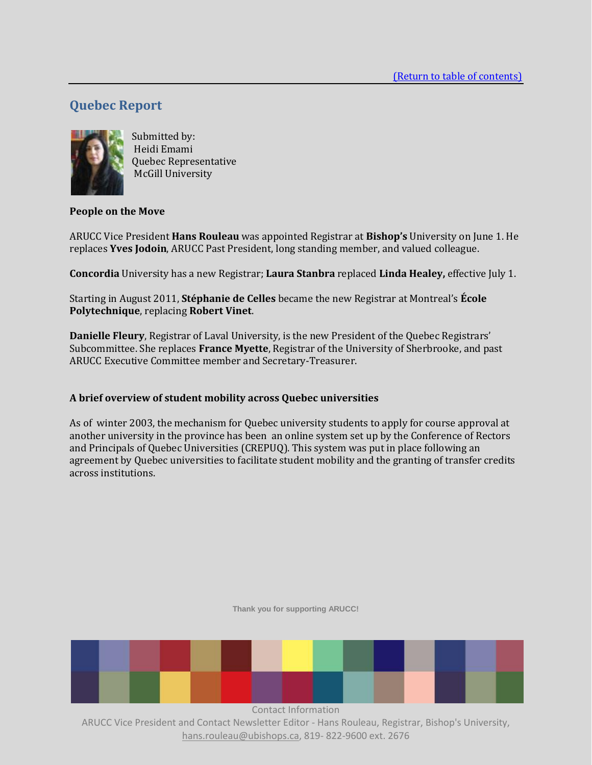[(Return to table of contents)]

## Quebec Report

Submitted by:
Heidi Emami
Quebec Representative
McGill University

**People on the Move**

ARUCC Vice President **Hans Rouleau** was appointed Registrar at **Bishop's** University on June 1. He replaces **Yves Jodoin**, ARUCC Past President, long standing member, and valued colleague.

**Concordia** University has a new Registrar; **Laura Stanbra** replaced **Linda Healey,** effective July 1.

Starting in August 2011, **Stéphanie de Celles** became the new Registrar at Montreal's **École Polytechnique**, replacing **Robert Vinet**.

**Danielle Fleury**, Registrar of Laval University, is the new President of the Quebec Registrars' Subcommittee. She replaces **France Myette**, Registrar of the University of Sherbrooke, and past ARUCC Executive Committee member and Secretary-Treasurer.

**A brief overview of student mobility across Quebec universities**

As of winter 2003, the mechanism for Quebec university students to apply for course approval at another university in the province has been an online system set up by the Conference of Rectors and Principals of Quebec Universities (CREPUQ). This system was put in place following an agreement by Quebec universities to facilitate student mobility and the granting of transfer credits across institutions.

Thank you for supporting ARUCC!

Contact Information
ARUCC Vice President and Contact Newsletter Editor - Hans Rouleau, Registrar, Bishop's University, hans.rouleau@ubishops.ca, 819- 822-9600 ext. 2676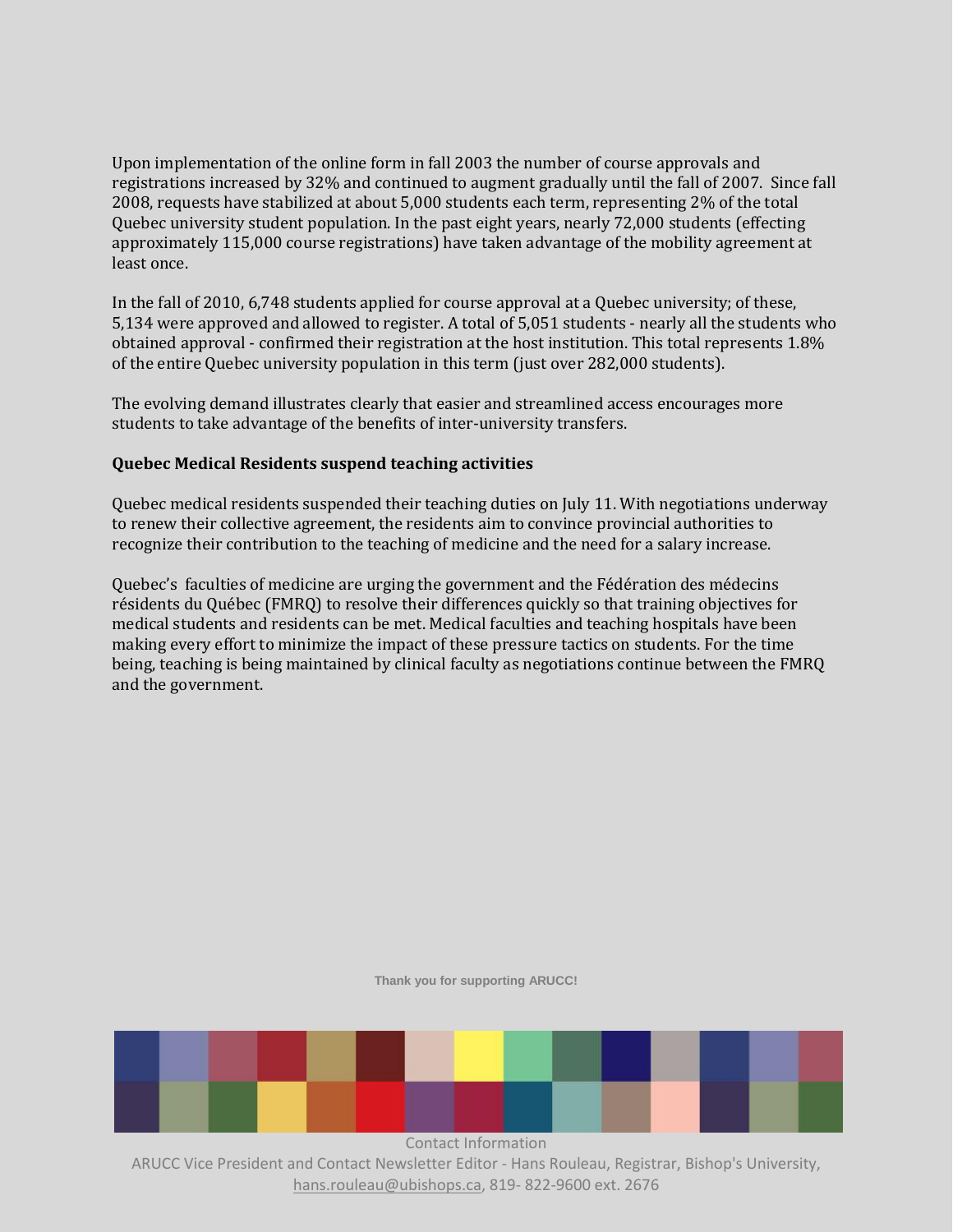Upon implementation of the online form in fall 2003 the number of course approvals and registrations increased by 32% and continued to augment gradually until the fall of 2007. Since fall 2008, requests have stabilized at about 5,000 students each term, representing 2% of the total Quebec university student population. In the past eight years, nearly 72,000 students (effecting approximately 115,000 course registrations) have taken advantage of the mobility agreement at least once.

In the fall of 2010, 6,748 students applied for course approval at a Quebec university; of these, 5,134 were approved and allowed to register. A total of 5,051 students - nearly all the students who obtained approval - confirmed their registration at the host institution. This total represents 1.8% of the entire Quebec university population in this term (just over 282,000 students).

The evolving demand illustrates clearly that easier and streamlined access encourages more students to take advantage of the benefits of inter-university transfers.

**Quebec Medical Residents suspend teaching activities**

Quebec medical residents suspended their teaching duties on July 11. With negotiations underway to renew their collective agreement, the residents aim to convince provincial authorities to recognize their contribution to the teaching of medicine and the need for a salary increase.

Quebec's faculties of medicine are urging the government and the Fédération des médecins résidents du Québec (FMRQ) to resolve their differences quickly so that training objectives for medical students and residents can be met. Medical faculties and teaching hospitals have been making every effort to minimize the impact of these pressure tactics on students. For the time being, teaching is being maintained by clinical faculty as negotiations continue between the FMRQ and the government.

**Thank you for supporting ARUCC!**

Contact Information

ARUCC Vice President and Contact Newsletter Editor - Hans Rouleau, Registrar, Bishop's University, hans.rouleau@ubishops.ca, 819- 822-9600 ext. 2676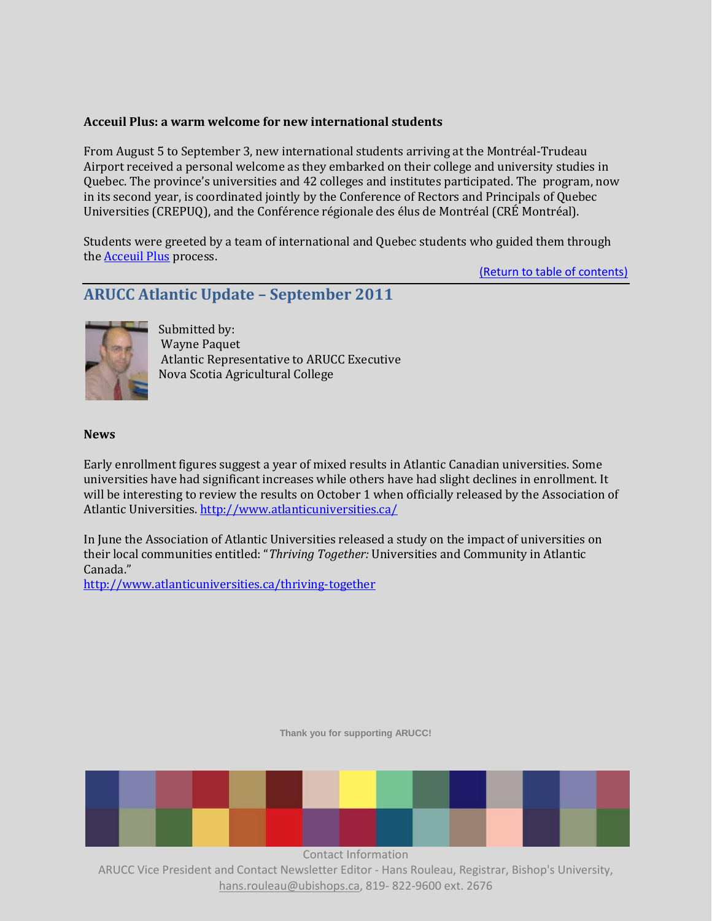**Acceuil Plus: a warm welcome for new international students**

From August 5 to September 3, new international students arriving at the Montréal-Trudeau Airport received a personal welcome as they embarked on their college and university studies in Quebec. The province's universities and 42 colleges and institutes participated. The program, now in its second year, is coordinated jointly by the Conference of Rectors and Principals of Quebec Universities (CREPUQ), and the Conférence régionale des élus de Montréal (CRÉ Montréal).

Students were greeted by a team of international and Quebec students who guided them through the Acceuil Plus process.

(Return to table of contents)

## ARUCC Atlantic Update – September 2011

Submitted by:
Wayne Paquet
Atlantic Representative to ARUCC Executive
Nova Scotia Agricultural College

**News**

Early enrollment figures suggest a year of mixed results in Atlantic Canadian universities. Some universities have had significant increases while others have had slight declines in enrollment. It will be interesting to review the results on October 1 when officially released by the Association of Atlantic Universities. http://www.atlanticuniversities.ca/

In June the Association of Atlantic Universities released a study on the impact of universities on their local communities entitled: "*Thriving Together:* Universities and Community in Atlantic Canada."
http://www.atlanticuniversities.ca/thriving-together

Thank you for supporting ARUCC!

Contact Information
ARUCC Vice President and Contact Newsletter Editor - Hans Rouleau, Registrar, Bishop's University, hans.rouleau@ubishops.ca, 819- 822-9600 ext. 2676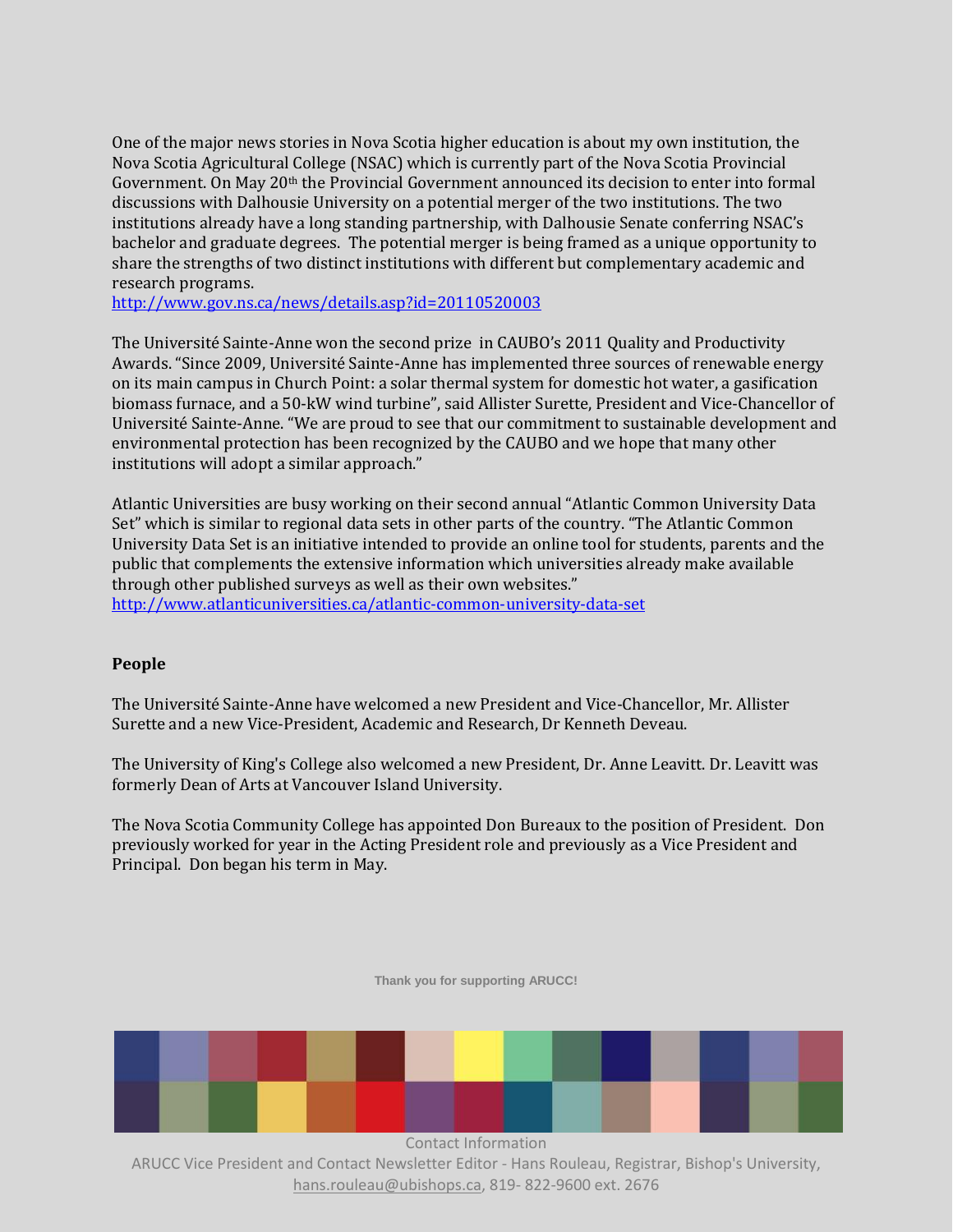One of the major news stories in Nova Scotia higher education is about my own institution, the Nova Scotia Agricultural College (NSAC) which is currently part of the Nova Scotia Provincial Government. On May 20th the Provincial Government announced its decision to enter into formal discussions with Dalhousie University on a potential merger of the two institutions. The two institutions already have a long standing partnership, with Dalhousie Senate conferring NSAC's bachelor and graduate degrees. The potential merger is being framed as a unique opportunity to share the strengths of two distinct institutions with different but complementary academic and research programs.
http://www.gov.ns.ca/news/details.asp?id=20110520003

The Université Sainte-Anne won the second prize in CAUBO's 2011 Quality and Productivity Awards. "Since 2009, Université Sainte-Anne has implemented three sources of renewable energy on its main campus in Church Point: a solar thermal system for domestic hot water, a gasification biomass furnace, and a 50-kW wind turbine", said Allister Surette, President and Vice-Chancellor of Université Sainte-Anne. "We are proud to see that our commitment to sustainable development and environmental protection has been recognized by the CAUBO and we hope that many other institutions will adopt a similar approach."

Atlantic Universities are busy working on their second annual "Atlantic Common University Data Set" which is similar to regional data sets in other parts of the country. "The Atlantic Common University Data Set is an initiative intended to provide an online tool for students, parents and the public that complements the extensive information which universities already make available through other published surveys as well as their own websites."
http://www.atlanticuniversities.ca/atlantic-common-university-data-set

**People**

The Université Sainte-Anne have welcomed a new President and Vice-Chancellor, Mr. Allister Surette and a new Vice-President, Academic and Research, Dr Kenneth Deveau.

The University of King's College also welcomed a new President, Dr. Anne Leavitt. Dr. Leavitt was formerly Dean of Arts at Vancouver Island University.

The Nova Scotia Community College has appointed Don Bureaux to the position of President. Don previously worked for year in the Acting President role and previously as a Vice President and Principal. Don began his term in May.

**Thank you for supporting ARUCC!**

Contact Information
ARUCC Vice President and Contact Newsletter Editor - Hans Rouleau, Registrar, Bishop's University, hans.rouleau@ubishops.ca, 819- 822-9600 ext. 2676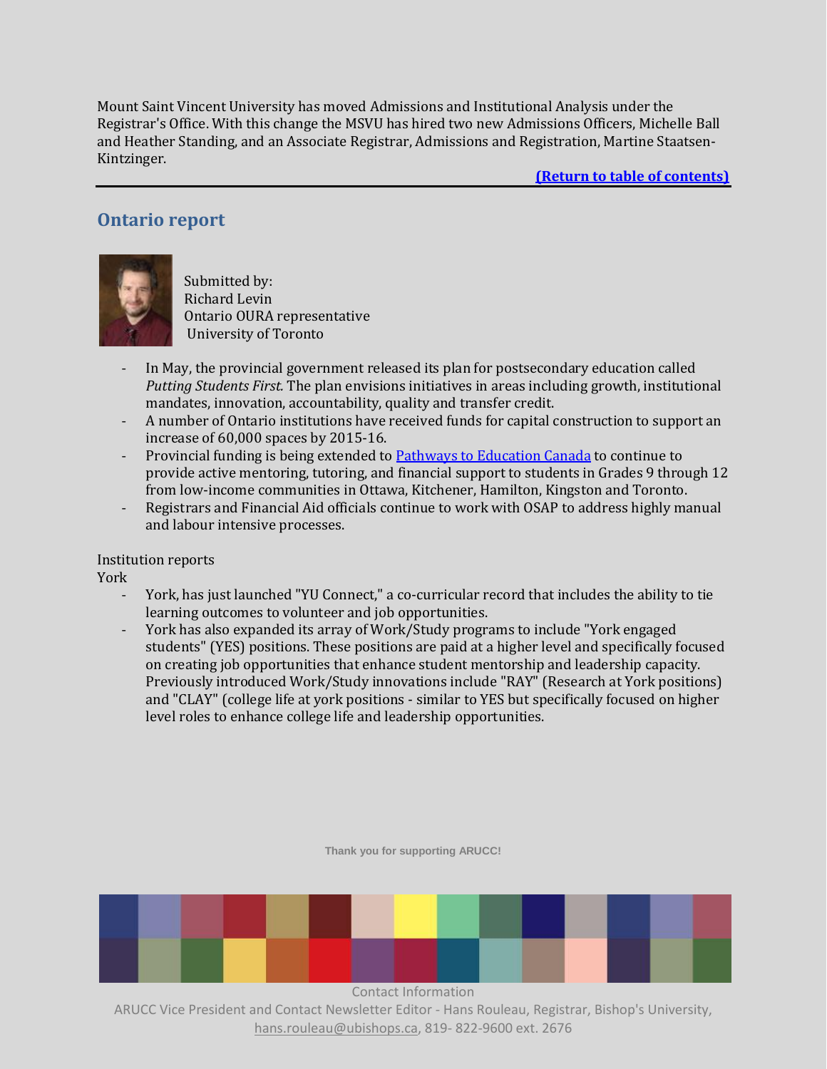Mount Saint Vincent University has moved Admissions and Institutional Analysis under the Registrar's Office. With this change the MSVU has hired two new Admissions Officers, Michelle Ball and Heather Standing, and an Associate Registrar, Admissions and Registration, Martine Staatsen-Kintzinger.

**(Return to table of contents)**

## Ontario report

Submitted by:
Richard Levin
Ontario OURA representative
University of Toronto

- In May, the provincial government released its plan for postsecondary education called *Putting Students First.* The plan envisions initiatives in areas including growth, institutional mandates, innovation, accountability, quality and transfer credit.
- A number of Ontario institutions have received funds for capital construction to support an increase of 60,000 spaces by 2015-16.
- Provincial funding is being extended to Pathways to Education Canada to continue to provide active mentoring, tutoring, and financial support to students in Grades 9 through 12 from low-income communities in Ottawa, Kitchener, Hamilton, Kingston and Toronto.
- Registrars and Financial Aid officials continue to work with OSAP to address highly manual and labour intensive processes.

Institution reports

York

- York, has just launched "YU Connect," a co-curricular record that includes the ability to tie learning outcomes to volunteer and job opportunities.
- York has also expanded its array of Work/Study programs to include "York engaged students" (YES) positions. These positions are paid at a higher level and specifically focused on creating job opportunities that enhance student mentorship and leadership capacity. Previously introduced Work/Study innovations include "RAY" (Research at York positions) and "CLAY" (college life at york positions - similar to YES but specifically focused on higher level roles to enhance college life and leadership opportunities.

Thank you for supporting ARUCC!

Contact Information

ARUCC Vice President and Contact Newsletter Editor - Hans Rouleau, Registrar, Bishop's University, hans.rouleau@ubishops.ca, 819- 822-9600 ext. 2676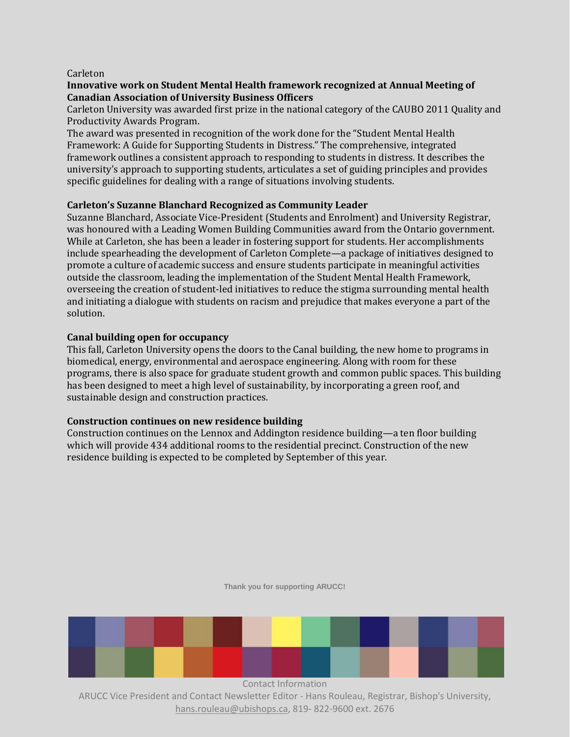Carleton

**Innovative work on Student Mental Health framework recognized at Annual Meeting of Canadian Association of University Business Officers**

Carleton University was awarded first prize in the national category of the CAUBO 2011 Quality and Productivity Awards Program.

The award was presented in recognition of the work done for the "Student Mental Health Framework: A Guide for Supporting Students in Distress." The comprehensive, integrated framework outlines a consistent approach to responding to students in distress. It describes the university's approach to supporting students, articulates a set of guiding principles and provides specific guidelines for dealing with a range of situations involving students.

**Carleton's Suzanne Blanchard Recognized as Community Leader**

Suzanne Blanchard, Associate Vice-President (Students and Enrolment) and University Registrar, was honoured with a Leading Women Building Communities award from the Ontario government. While at Carleton, she has been a leader in fostering support for students. Her accomplishments include spearheading the development of Carleton Complete—a package of initiatives designed to promote a culture of academic success and ensure students participate in meaningful activities outside the classroom, leading the implementation of the Student Mental Health Framework, overseeing the creation of student-led initiatives to reduce the stigma surrounding mental health and initiating a dialogue with students on racism and prejudice that makes everyone a part of the solution.

**Canal building open for occupancy**

This fall, Carleton University opens the doors to the Canal building, the new home to programs in biomedical, energy, environmental and aerospace engineering. Along with room for these programs, there is also space for graduate student growth and common public spaces. This building has been designed to meet a high level of sustainability, by incorporating a green roof, and sustainable design and construction practices.

**Construction continues on new residence building**

Construction continues on the Lennox and Addington residence building—a ten floor building which will provide 434 additional rooms to the residential precinct. Construction of the new residence building is expected to be completed by September of this year.

Thank you for supporting ARUCC!

Contact Information

ARUCC Vice President and Contact Newsletter Editor - Hans Rouleau, Registrar, Bishop's University, hans.rouleau@ubishops.ca, 819- 822-9600 ext. 2676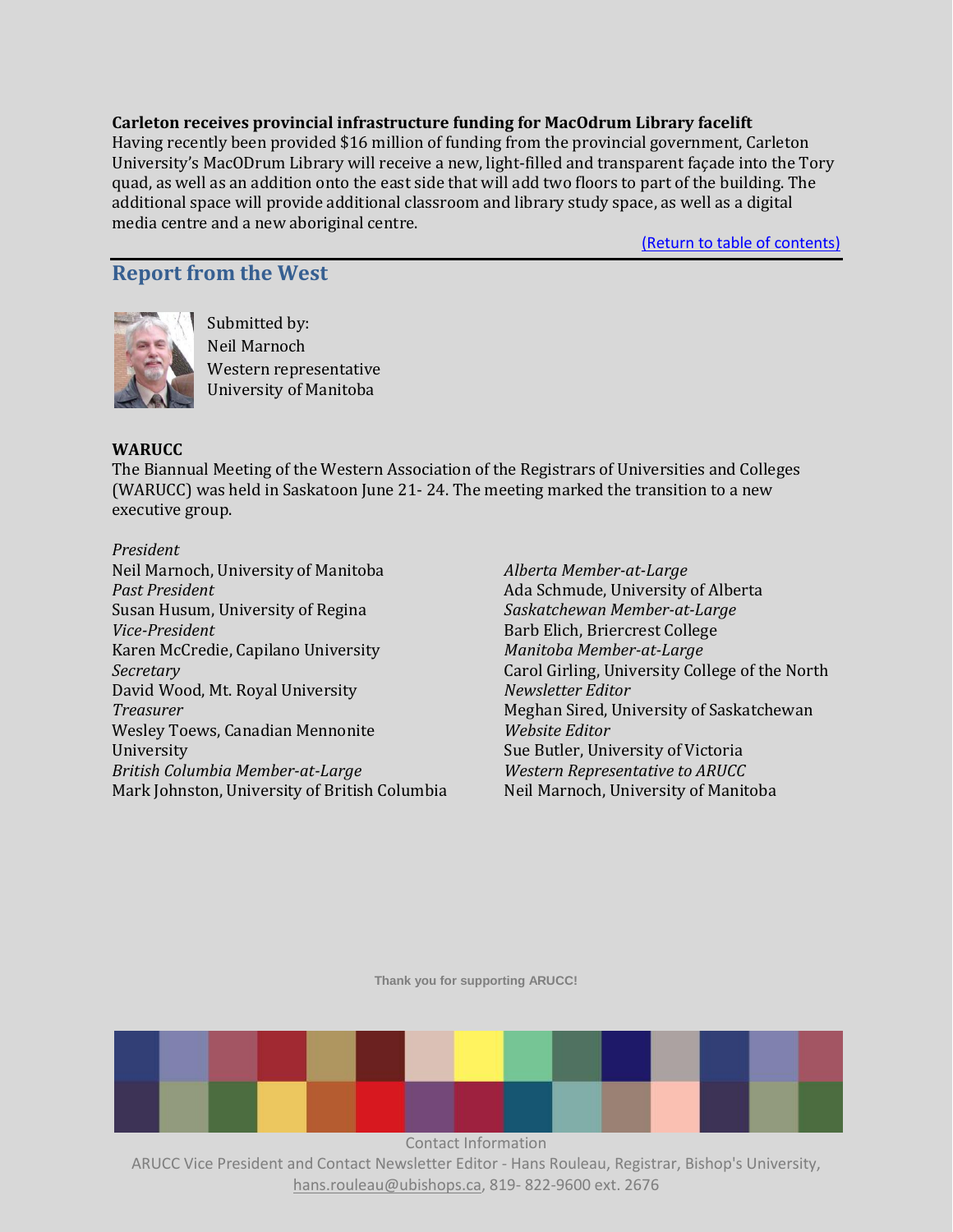**Carleton receives provincial infrastructure funding for MacOdrum Library facelift**

Having recently been provided $16 million of funding from the provincial government, Carleton University's MacODrum Library will receive a new, light-filled and transparent façade into the Tory quad, as well as an addition onto the east side that will add two floors to part of the building. The additional space will provide additional classroom and library study space, as well as a digital media centre and a new aboriginal centre.

(Return to table of contents)

## Report from the West

Submitted by:
Neil Marnoch
Western representative
University of Manitoba

**WARUCC**

The Biannual Meeting of the Western Association of the Registrars of Universities and Colleges (WARUCC) was held in Saskatoon June 21- 24. The meeting marked the transition to a new executive group.

*President*
Neil Marnoch, University of Manitoba
*Past President*
Susan Husum, University of Regina
*Vice-President*
Karen McCredie, Capilano University
*Secretary*
David Wood, Mt. Royal University
*Treasurer*
Wesley Toews, Canadian Mennonite University
*British Columbia Member-at-Large*
Mark Johnston, University of British Columbia
*Alberta Member-at-Large*
Ada Schmude, University of Alberta
*Saskatchewan Member-at-Large*
Barb Elich, Briercrest College
*Manitoba Member-at-Large*
Carol Girling, University College of the North
*Newsletter Editor*
Meghan Sired, University of Saskatchewan
*Website Editor*
Sue Butler, University of Victoria
*Western Representative to ARUCC*
Neil Marnoch, University of Manitoba

Thank you for supporting ARUCC!

Contact Information
ARUCC Vice President and Contact Newsletter Editor - Hans Rouleau, Registrar, Bishop's University, hans.rouleau@ubishops.ca, 819- 822-9600 ext. 2676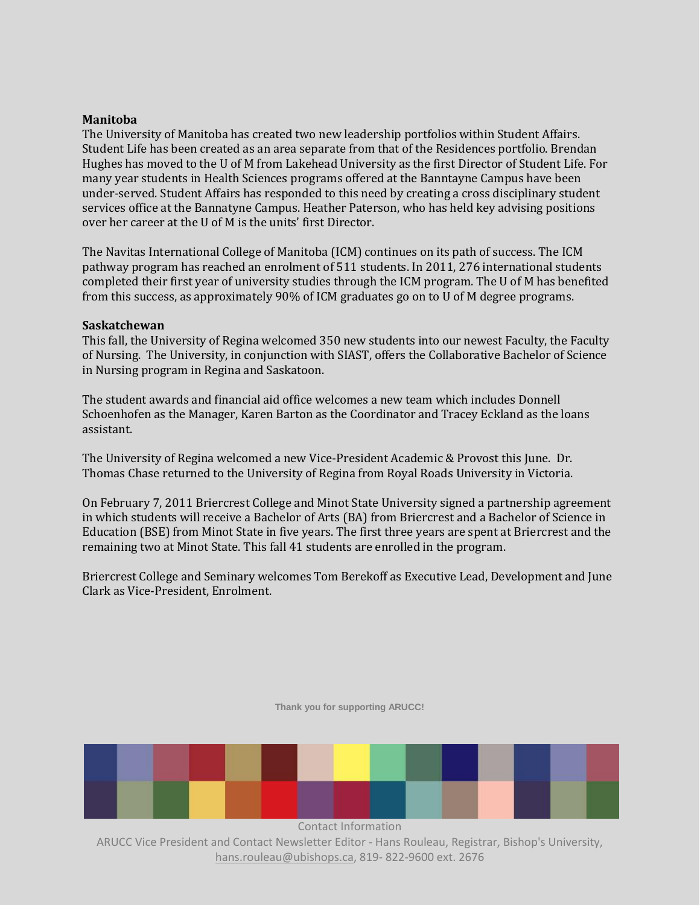**Manitoba**

The University of Manitoba has created two new leadership portfolios within Student Affairs. Student Life has been created as an area separate from that of the Residences portfolio. Brendan Hughes has moved to the U of M from Lakehead University as the first Director of Student Life. For many year students in Health Sciences programs offered at the Banntayne Campus have been under-served. Student Affairs has responded to this need by creating a cross disciplinary student services office at the Bannatyne Campus. Heather Paterson, who has held key advising positions over her career at the U of M is the units' first Director.

The Navitas International College of Manitoba (ICM) continues on its path of success. The ICM pathway program has reached an enrolment of 511 students. In 2011, 276 international students completed their first year of university studies through the ICM program. The U of M has benefited from this success, as approximately 90% of ICM graduates go on to U of M degree programs.

**Saskatchewan**

This fall, the University of Regina welcomed 350 new students into our newest Faculty, the Faculty of Nursing. The University, in conjunction with SIAST, offers the Collaborative Bachelor of Science in Nursing program in Regina and Saskatoon.

The student awards and financial aid office welcomes a new team which includes Donnell Schoenhofen as the Manager, Karen Barton as the Coordinator and Tracey Eckland as the loans assistant.

The University of Regina welcomed a new Vice-President Academic & Provost this June. Dr. Thomas Chase returned to the University of Regina from Royal Roads University in Victoria.

On February 7, 2011 Briercrest College and Minot State University signed a partnership agreement in which students will receive a Bachelor of Arts (BA) from Briercrest and a Bachelor of Science in Education (BSE) from Minot State in five years. The first three years are spent at Briercrest and the remaining two at Minot State. This fall 41 students are enrolled in the program.

Briercrest College and Seminary welcomes Tom Berekoff as Executive Lead, Development and June Clark as Vice-President, Enrolment.

**Thank you for supporting ARUCC!**

Contact Information

ARUCC Vice President and Contact Newsletter Editor - Hans Rouleau, Registrar, Bishop's University, hans.rouleau@ubishops.ca, 819- 822-9600 ext. 2676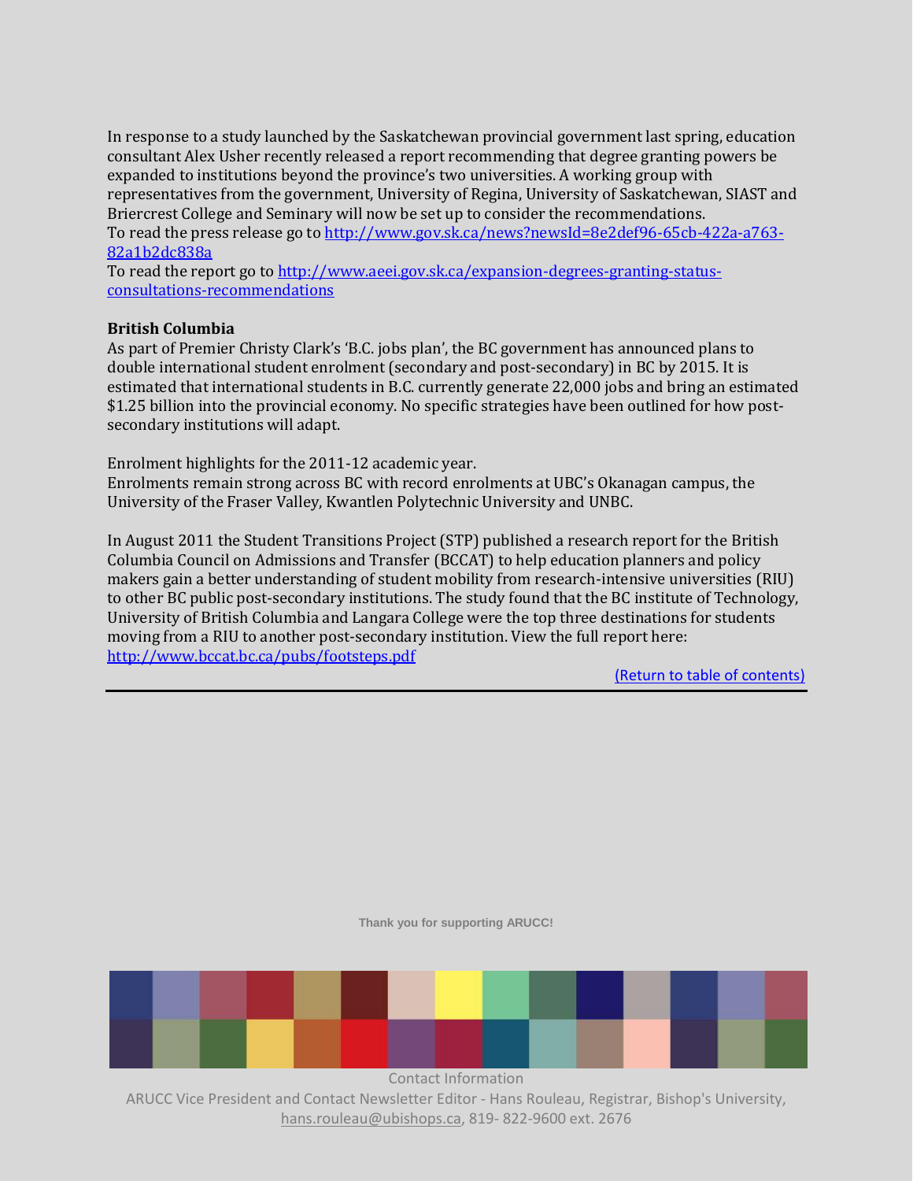In response to a study launched by the Saskatchewan provincial government last spring, education consultant Alex Usher recently released a report recommending that degree granting powers be expanded to institutions beyond the province's two universities. A working group with representatives from the government, University of Regina, University of Saskatchewan, SIAST and Briercrest College and Seminary will now be set up to consider the recommendations.
To read the press release go to [http://www.gov.sk.ca/news?newsId=8e2def96-65cb-422a-a763-82a1b2dc838a](http://www.gov.sk.ca/news?newsId=8e2def96-65cb-422a-a763-82a1b2dc838a)
To read the report go to [http://www.aeei.gov.sk.ca/expansion-degrees-granting-status-consultations-recommendations](http://www.aeei.gov.sk.ca/expansion-degrees-granting-status-consultations-recommendations)

**British Columbia**
As part of Premier Christy Clark's 'B.C. jobs plan', the BC government has announced plans to double international student enrolment (secondary and post-secondary) in BC by 2015. It is estimated that international students in B.C. currently generate 22,000 jobs and bring an estimated $1.25 billion into the provincial economy. No specific strategies have been outlined for how post-secondary institutions will adapt.

Enrolment highlights for the 2011-12 academic year.
Enrolments remain strong across BC with record enrolments at UBC's Okanagan campus, the University of the Fraser Valley, Kwantlen Polytechnic University and UNBC.

In August 2011 the Student Transitions Project (STP) published a research report for the British Columbia Council on Admissions and Transfer (BCCAT) to help education planners and policy makers gain a better understanding of student mobility from research-intensive universities (RIU) to other BC public post-secondary institutions. The study found that the BC institute of Technology, University of British Columbia and Langara College were the top three destinations for students moving from a RIU to another post-secondary institution. View the full report here: [http://www.bccat.bc.ca/pubs/footsteps.pdf](http://www.bccat.bc.ca/pubs/footsteps.pdf)

(Return to table of contents)

---

Thank you for supporting ARUCC!

Contact Information
ARUCC Vice President and Contact Newsletter Editor - Hans Rouleau, Registrar, Bishop's University, hans.rouleau@ubishops.ca, 819- 822-9600 ext. 2676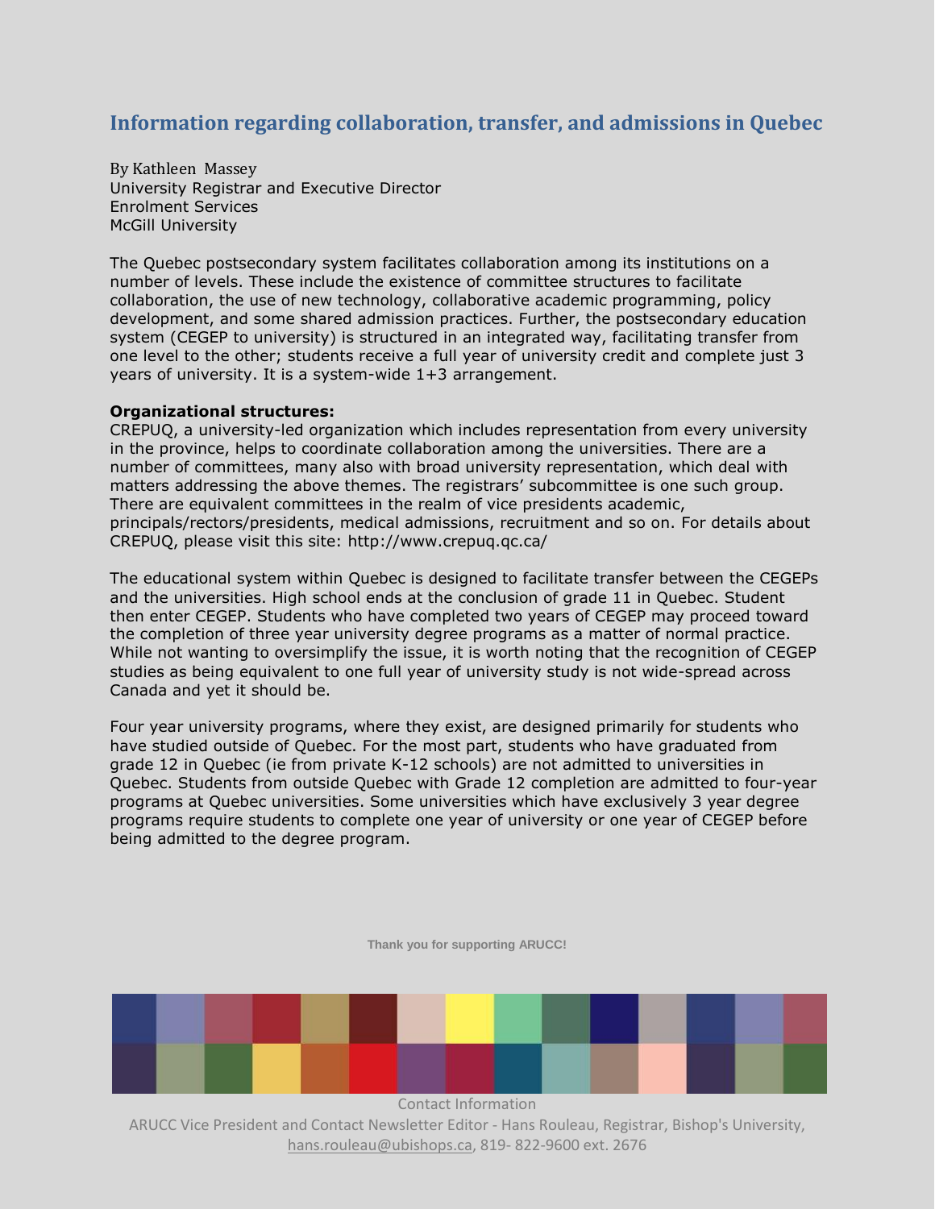## Information regarding collaboration, transfer, and admissions in Quebec

By Kathleen Massey
University Registrar and Executive Director
Enrolment Services
McGill University

The Quebec postsecondary system facilitates collaboration among its institutions on a number of levels. These include the existence of committee structures to facilitate collaboration, the use of new technology, collaborative academic programming, policy development, and some shared admission practices. Further, the postsecondary education system (CEGEP to university) is structured in an integrated way, facilitating transfer from one level to the other; students receive a full year of university credit and complete just 3 years of university. It is a system-wide 1+3 arrangement.

**Organizational structures:**
CREPUQ, a university-led organization which includes representation from every university in the province, helps to coordinate collaboration among the universities. There are a number of committees, many also with broad university representation, which deal with matters addressing the above themes. The registrars' subcommittee is one such group. There are equivalent committees in the realm of vice presidents academic, principals/rectors/presidents, medical admissions, recruitment and so on. For details about CREPUQ, please visit this site: http://www.crepuq.qc.ca/

The educational system within Quebec is designed to facilitate transfer between the CEGEPs and the universities. High school ends at the conclusion of grade 11 in Quebec. Student then enter CEGEP. Students who have completed two years of CEGEP may proceed toward the completion of three year university degree programs as a matter of normal practice. While not wanting to oversimplify the issue, it is worth noting that the recognition of CEGEP studies as being equivalent to one full year of university study is not wide-spread across Canada and yet it should be.

Four year university programs, where they exist, are designed primarily for students who have studied outside of Quebec. For the most part, students who have graduated from grade 12 in Quebec (ie from private K-12 schools) are not admitted to universities in Quebec. Students from outside Quebec with Grade 12 completion are admitted to four-year programs at Quebec universities. Some universities which have exclusively 3 year degree programs require students to complete one year of university or one year of CEGEP before being admitted to the degree program.

Thank you for supporting ARUCC!

Contact Information
ARUCC Vice President and Contact Newsletter Editor - Hans Rouleau, Registrar, Bishop's University, hans.rouleau@ubishops.ca, 819- 822-9600 ext. 2676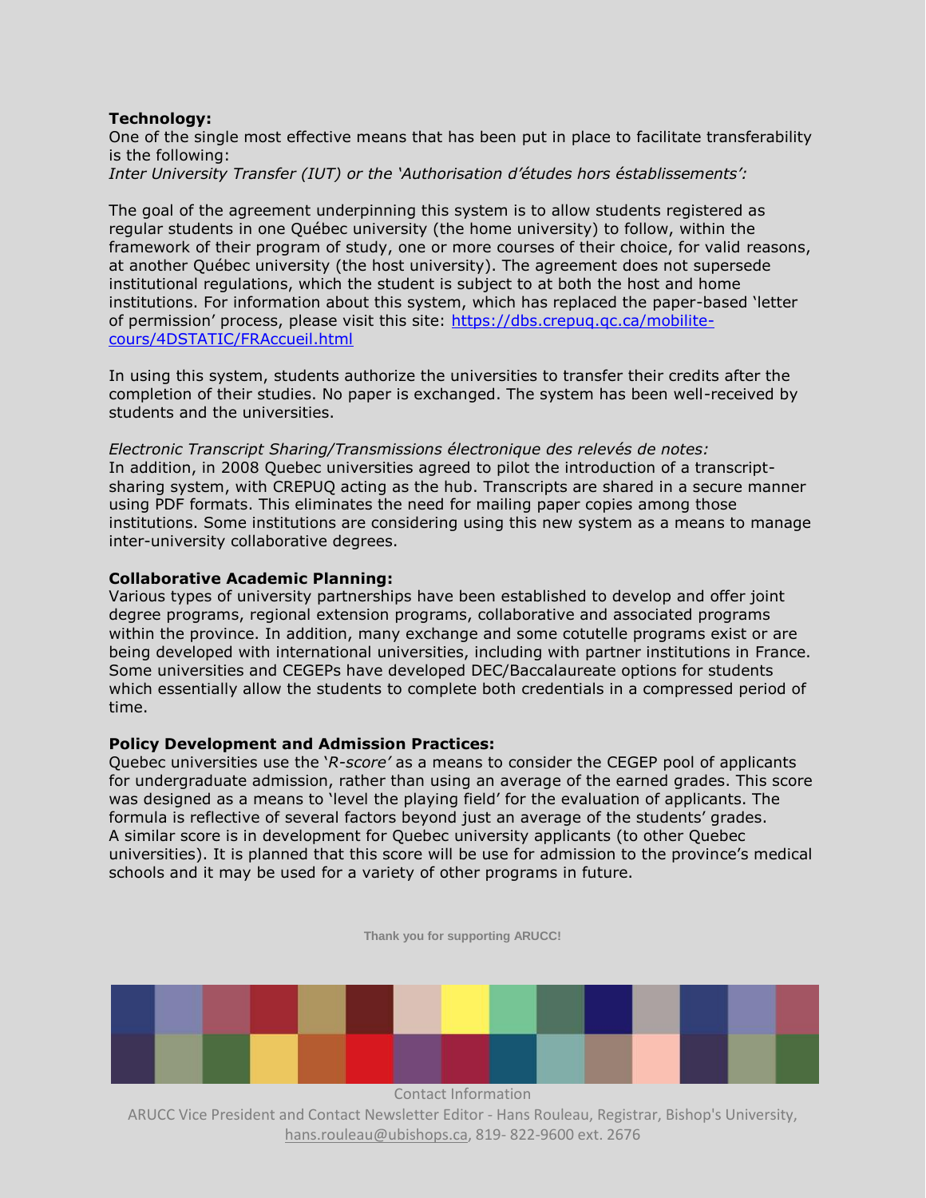**Technology:**

One of the single most effective means that has been put in place to facilitate transferability is the following:

*Inter University Transfer (IUT) or the 'Authorisation d'études hors éstablissements':*

The goal of the agreement underpinning this system is to allow students registered as regular students in one Québec university (the home university) to follow, within the framework of their program of study, one or more courses of their choice, for valid reasons, at another Québec university (the host university). The agreement does not supersede institutional regulations, which the student is subject to at both the host and home institutions. For information about this system, which has replaced the paper-based 'letter of permission' process, please visit this site: [https://dbs.crepuq.qc.ca/mobilite-cours/4DSTATIC/FRAccueil.html](https://dbs.crepuq.qc.ca/mobilite-cours/4DSTATIC/FRAccueil.html)

In using this system, students authorize the universities to transfer their credits after the completion of their studies. No paper is exchanged. The system has been well-received by students and the universities.

*Electronic Transcript Sharing/Transmissions électronique des relevés de notes:*

In addition, in 2008 Quebec universities agreed to pilot the introduction of a transcript-sharing system, with CREPUQ acting as the hub. Transcripts are shared in a secure manner using PDF formats. This eliminates the need for mailing paper copies among those institutions. Some institutions are considering using this new system as a means to manage inter-university collaborative degrees.

**Collaborative Academic Planning:**

Various types of university partnerships have been established to develop and offer joint degree programs, regional extension programs, collaborative and associated programs within the province. In addition, many exchange and some cotutelle programs exist or are being developed with international universities, including with partner institutions in France. Some universities and CEGEPs have developed DEC/Baccalaureate options for students which essentially allow the students to complete both credentials in a compressed period of time.

**Policy Development and Admission Practices:**

Quebec universities use the '*R-score'* as a means to consider the CEGEP pool of applicants for undergraduate admission, rather than using an average of the earned grades. This score was designed as a means to 'level the playing field' for the evaluation of applicants. The formula is reflective of several factors beyond just an average of the students' grades. A similar score is in development for Quebec university applicants (to other Quebec universities). It is planned that this score will be use for admission to the province's medical schools and it may be used for a variety of other programs in future.

**Thank you for supporting ARUCC!**

Contact Information

ARUCC Vice President and Contact Newsletter Editor - Hans Rouleau, Registrar, Bishop's University, hans.rouleau@ubishops.ca, 819- 822-9600 ext. 2676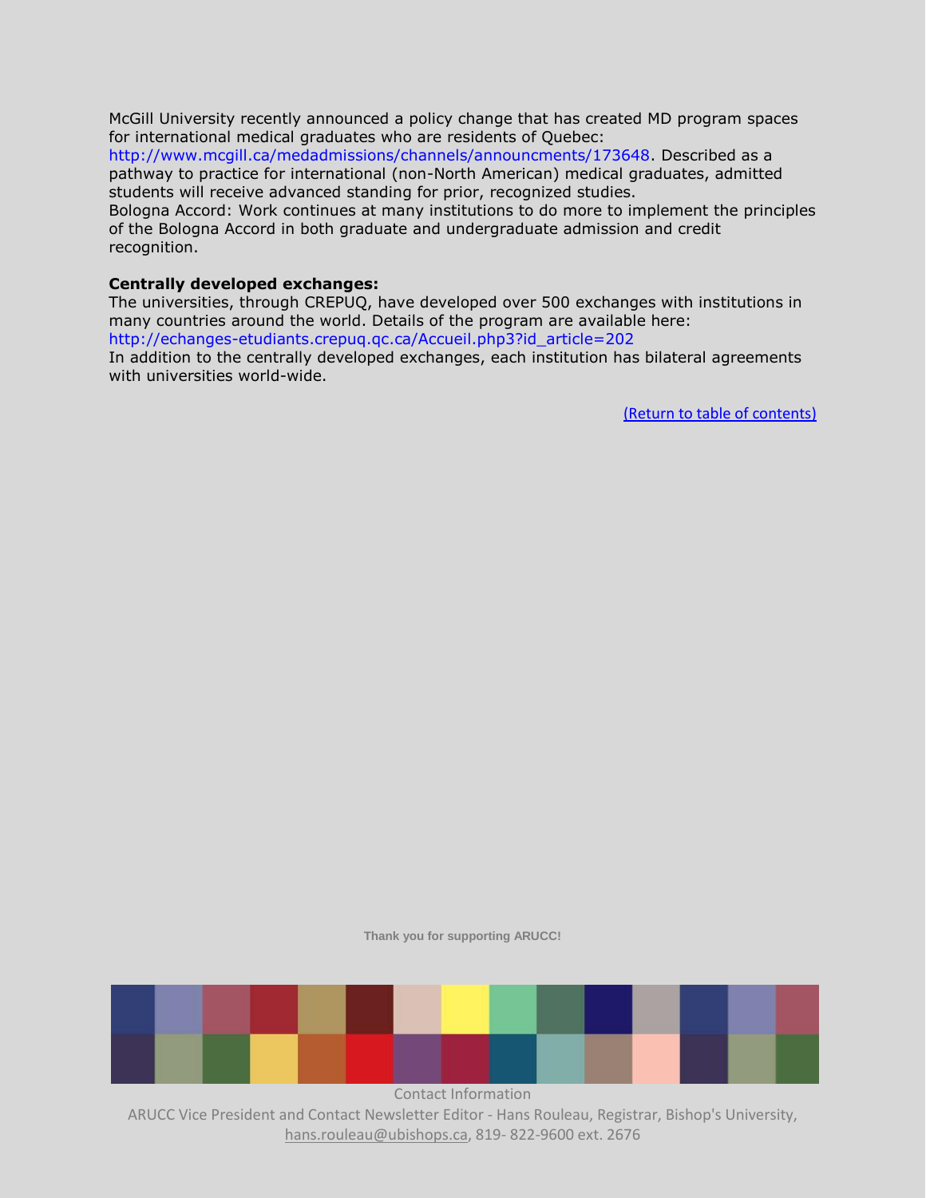McGill University recently announced a policy change that has created MD program spaces for international medical graduates who are residents of Quebec: http://www.mcgill.ca/medadmissions/channels/announcments/173648. Described as a pathway to practice for international (non-North American) medical graduates, admitted students will receive advanced standing for prior, recognized studies.
Bologna Accord: Work continues at many institutions to do more to implement the principles of the Bologna Accord in both graduate and undergraduate admission and credit recognition.

**Centrally developed exchanges:**
The universities, through CREPUQ, have developed over 500 exchanges with institutions in many countries around the world. Details of the program are available here: http://echanges-etudiants.crepuq.qc.ca/Accueil.php3?id_article=202
In addition to the centrally developed exchanges, each institution has bilateral agreements with universities world-wide.

(Return to table of contents)

**Thank you for supporting ARUCC!**

Contact Information
ARUCC Vice President and Contact Newsletter Editor - Hans Rouleau, Registrar, Bishop's University, hans.rouleau@ubishops.ca, 819- 822-9600 ext. 2676